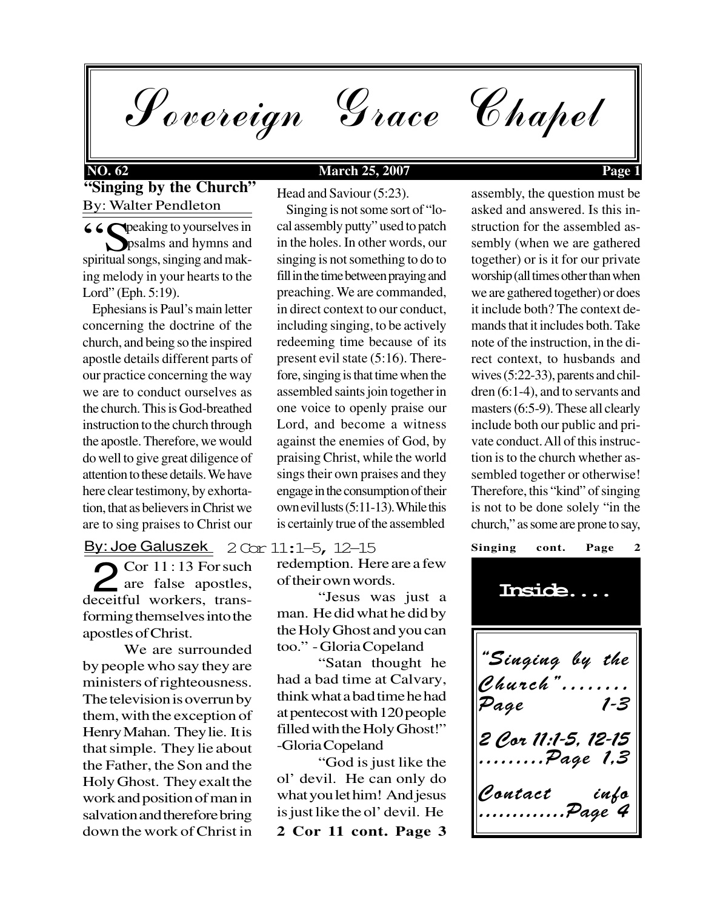# Sovereign Grace Chapel

**NO. 62** **March 25, 2007**

## "Singing by the Church"

By: Walter Pendleton

"Speaking to yourselves in psalms and hymns and spiritual songs, singing and making melody in your hearts to the Lord" (Eph. 5:19).

Ephesians is Paul's main letter concerning the doctrine of the church, and being so the inspired apostle details different parts of our practice concerning the way we are to conduct ourselves as the church. This is God-breathed instruction to the church through the apostle. Therefore, we would do well to give great diligence of attention to these details. We have here clear testimony, by exhortation, that as believers in Christ we are to sing praises to Christ our Head and Saviour (5:23).

Singing is not some sort of "local assembly putty" used to patch in the holes. In other words, our singing is not something to do to fill in the time between praying and preaching. We are commanded, in direct context to our conduct, including singing, to be actively redeeming time because of its present evil state (5:16). Therefore, singing is that time when the assembled saints join together in one voice to openly praise our Lord, and become a witness against the enemies of God, by praising Christ, while the world sings their own praises and they engage in the consumption of their own evil lusts (5:11-13). While this is certainly true of the assembled assembly, the question must be asked and answered. Is this instruction for the assembled assembly (when we are gathered together) or is it for our private worship (all times other than when we are gathered together) or does it include both? The context demands that it includes both. Take note of the instruction, in the direct context, to husbands and wives (5:22-33), parents and children (6:1-4), and to servants and masters (6:5-9). These all clearly include both our public and private conduct. All of this instruction is to the church whether assembled together or otherwise! Therefore, this "kind" of singing is not to be done solely "in the church," as some are prone to say,

**Singing cont. Page 2**

## 2 Cor 11:1–5, 12–15

By: Joe Galuszek

2 Cor 11 : 13 For such are false apostles, deceitful workers, transforming themselves into the apostles of Christ.

We are surrounded by people who say they are ministers of righteousness. The television is overrun by them, with the exception of Henry Mahan. They lie. It is that simple. They lie about the Father, the Son and the Holy Ghost. They exalt the work and position of man in salvation and therefore bring down the work of Christ in redemption. Here are a few of their own words.

"Jesus was just a man. He did what he did by the Holy Ghost and you can too." - Gloria Copeland

"Satan thought he had a bad time at Calvary, think what a bad time he had at pentecost with 120 people filled with the Holy Ghost!" -Gloria Copeland

"God is just like the ol' devil. He can only do what you let him! And jesus is just like the ol' devil. He

**2 Cor 11 cont. Page 3**

### Inside....

*"Singing by the Church"........Page 1-3*

*2 Cor 11:1-5, 12-15 .........Page 1,3*

*Contact info ............Page 4*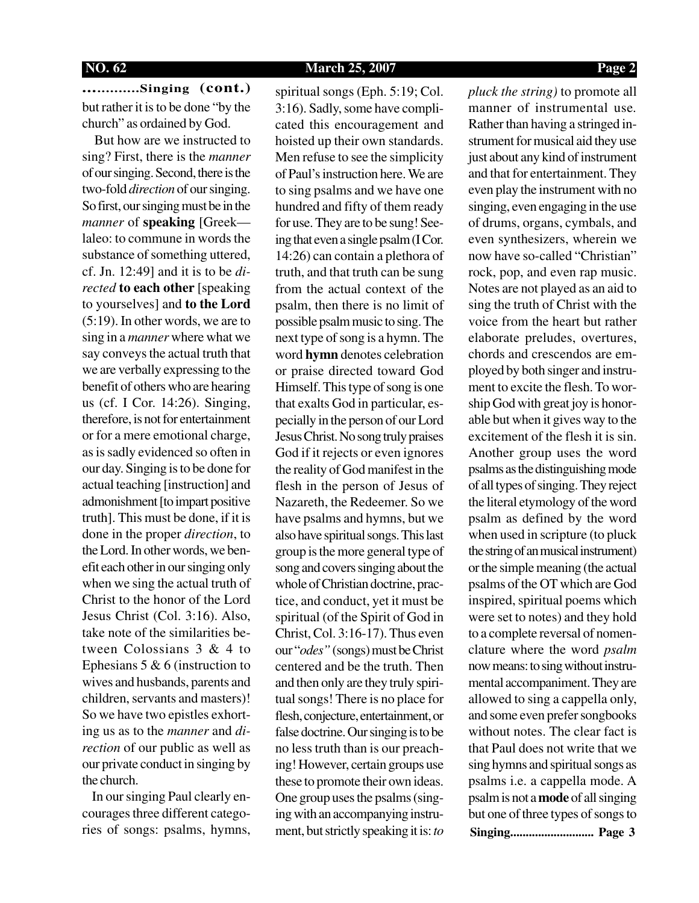**.............Singing (cont.)**

but rather it is to be done "by the church" as ordained by God.

But how are we instructed to sing? First, there is the *manner* of our singing. Second, there is the two-fold *direction* of our singing. So first, our singing must be in the *manner* of **speaking** [Greek—laleo: to commune in words the substance of something uttered, cf. Jn. 12:49] and it is to be *directed* **to each other** [speaking to yourselves] and **to the Lord** (5:19). In other words, we are to sing in a *manner* where what we say conveys the actual truth that we are verbally expressing to the benefit of others who are hearing us (cf. I Cor. 14:26). Singing, therefore, is not for entertainment or for a mere emotional charge, as is sadly evidenced so often in our day. Singing is to be done for actual teaching [instruction] and admonishment [to impart positive truth]. This must be done, if it is done in the proper *direction*, to the Lord. In other words, we benefit each other in our singing only when we sing the actual truth of Christ to the honor of the Lord Jesus Christ (Col. 3:16). Also, take note of the similarities between Colossians 3 & 4 to Ephesians 5 & 6 (instruction to wives and husbands, parents and children, servants and masters)! So we have two epistles exhorting us as to the *manner* and *direction* of our public as well as our private conduct in singing by the church.

In our singing Paul clearly encourages three different categories of songs: psalms, hymns, spiritual songs (Eph. 5:19; Col. 3:16). Sadly, some have complicated this encouragement and hoisted up their own standards. Men refuse to see the simplicity of Paul's instruction here. We are to sing psalms and we have one hundred and fifty of them ready for use. They are to be sung! Seeing that even a single psalm (I Cor. 14:26) can contain a plethora of truth, and that truth can be sung from the actual context of the psalm, then there is no limit of possible psalm music to sing. The next type of song is a hymn. The word **hymn** denotes celebration or praise directed toward God Himself. This type of song is one that exalts God in particular, especially in the person of our Lord Jesus Christ. No song truly praises God if it rejects or even ignores the reality of God manifest in the flesh in the person of Jesus of Nazareth, the Redeemer. So we have psalms and hymns, but we also have spiritual songs. This last group is the more general type of song and covers singing about the whole of Christian doctrine, practice, and conduct, yet it must be spiritual (of the Spirit of God in Christ, Col. 3:16-17). Thus even our "*odes*" (songs) must be Christ centered and be the truth. Then and then only are they truly spiritual songs! There is no place for flesh, conjecture, entertainment, or false doctrine. Our singing is to be no less truth than is our preaching! However, certain groups use these to promote their own ideas. One group uses the psalms (singing with an accompanying instrument, but strictly speaking it is: *to pluck the string)* to promote all manner of instrumental use. Rather than having a stringed instrument for musical aid they use just about any kind of instrument and that for entertainment. They even play the instrument with no singing, even engaging in the use of drums, organs, cymbals, and even synthesizers, wherein we now have so-called "Christian" rock, pop, and even rap music. Notes are not played as an aid to sing the truth of Christ with the voice from the heart but rather elaborate preludes, overtures, chords and crescendos are employed by both singer and instrument to excite the flesh. To worship God with great joy is honorable but when it gives way to the excitement of the flesh it is sin. Another group uses the word psalms as the distinguishing mode of all types of singing. They reject the literal etymology of the word psalm as defined by the word when used in scripture (to pluck the string of an musical instrument) or the simple meaning (the actual psalms of the OT which are God inspired, spiritual poems which were set to notes) and they hold to a complete reversal of nomenclature where the word *psalm* now means: to sing without instrumental accompaniment. They are allowed to sing a cappella only, and some even prefer songbooks without notes. The clear fact is that Paul does not write that we sing hymns and spiritual songs as psalms i.e. a cappella mode. A psalm is not a **mode** of all singing but one of three types of songs to

**Singing........................... Page 3**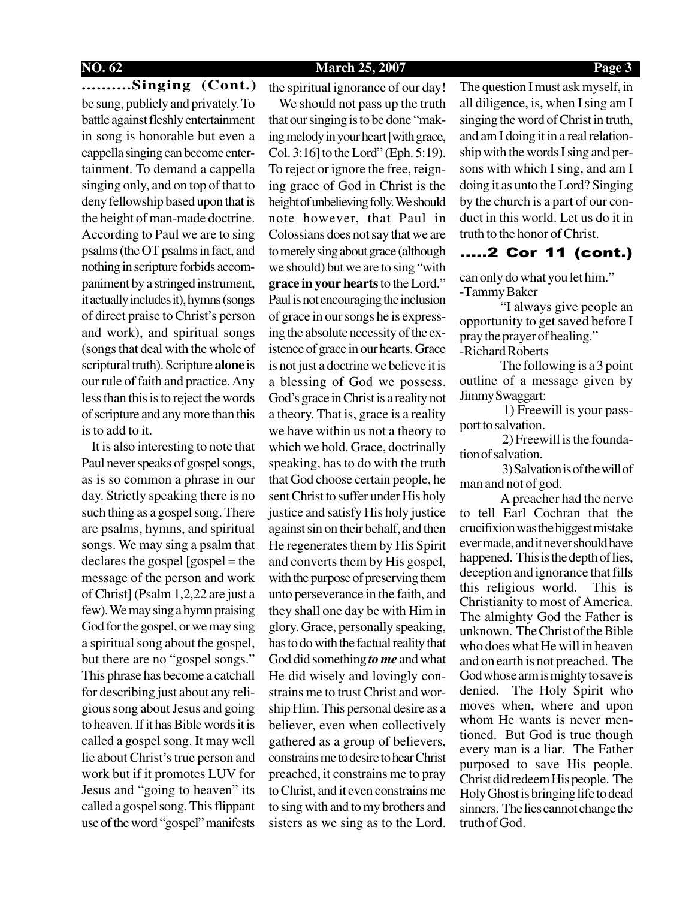## ..........Singing (Cont.)

be sung, publicly and privately. To battle against fleshly entertainment in song is honorable but even a cappella singing can become entertainment. To demand a cappella singing only, and on top of that to deny fellowship based upon that is the height of man-made doctrine. According to Paul we are to sing psalms (the OT psalms in fact, and nothing in scripture forbids accompaniment by a stringed instrument, it actually includes it), hymns (songs of direct praise to Christ's person and work), and spiritual songs (songs that deal with the whole of scriptural truth). Scripture **alone** is our rule of faith and practice. Any less than this is to reject the words of scripture and any more than this is to add to it.

It is also interesting to note that Paul never speaks of gospel songs, as is so common a phrase in our day. Strictly speaking there is no such thing as a gospel song. There are psalms, hymns, and spiritual songs. We may sing a psalm that declares the gospel [gospel = the message of the person and work of Christ] (Psalm 1,2,22 are just a few). We may sing a hymn praising God for the gospel, or we may sing a spiritual song about the gospel, but there are no "gospel songs." This phrase has become a catchall for describing just about any religious song about Jesus and going to heaven. If it has Bible words it is called a gospel song. It may well lie about Christ's true person and work but if it promotes LUV for Jesus and "going to heaven" its called a gospel song. This flippant use of the word "gospel" manifests the spiritual ignorance of our day!

We should not pass up the truth that our singing is to be done "making melody in your heart [with grace, Col. 3:16] to the Lord" (Eph. 5:19). To reject or ignore the free, reigning grace of God in Christ is the height of unbelieving folly. We should note however, that Paul in Colossians does not say that we are to merely sing about grace (although we should) but we are to sing "with **grace in your hearts** to the Lord." Paul is not encouraging the inclusion of grace in our songs he is expressing the absolute necessity of the existence of grace in our hearts. Grace is not just a doctrine we believe it is a blessing of God we possess. God's grace in Christ is a reality not a theory. That is, grace is a reality we have within us not a theory to which we hold. Grace, doctrinally speaking, has to do with the truth that God choose certain people, he sent Christ to suffer under His holy justice and satisfy His holy justice against sin on their behalf, and then He regenerates them by His Spirit and converts them by His gospel, with the purpose of preserving them unto perseverance in the faith, and they shall one day be with Him in glory. Grace, personally speaking, has to do with the factual reality that God did something ***to me*** and what He did wisely and lovingly constrains me to trust Christ and worship Him. This personal desire as a believer, even when collectively gathered as a group of believers, constrains me to desire to hear Christ preached, it constrains me to pray to Christ, and it even constrains me to sing with and to my brothers and sisters as we sing as to the Lord. The question I must ask myself, in all diligence, is, when I sing am I singing the word of Christ in truth, and am I doing it in a real relationship with the words I sing and persons with which I sing, and am I doing it as unto the Lord? Singing by the church is a part of our conduct in this world. Let us do it in truth to the honor of Christ.

## .....2 Cor 11 (cont.)

can only do what you let him."
-Tammy Baker

"I always give people an opportunity to get saved before I pray the prayer of healing."
-Richard Roberts

The following is a 3 point outline of a message given by Jimmy Swaggart:

1) Freewill is your passport to salvation.

2) Freewill is the foundation of salvation.

3) Salvation is of the will of man and not of god.

A preacher had the nerve to tell Earl Cochran that the crucifixion was the biggest mistake ever made, and it never should have happened. This is the depth of lies, deception and ignorance that fills this religious world. This is Christianity to most of America. The almighty God the Father is unknown. The Christ of the Bible who does what He will in heaven and on earth is not preached. The God whose arm is mighty to save is denied. The Holy Spirit who moves when, where and upon whom He wants is never mentioned. But God is true though every man is a liar. The Father purposed to save His people. Christ did redeem His people. The Holy Ghost is bringing life to dead sinners. The lies cannot change the truth of God.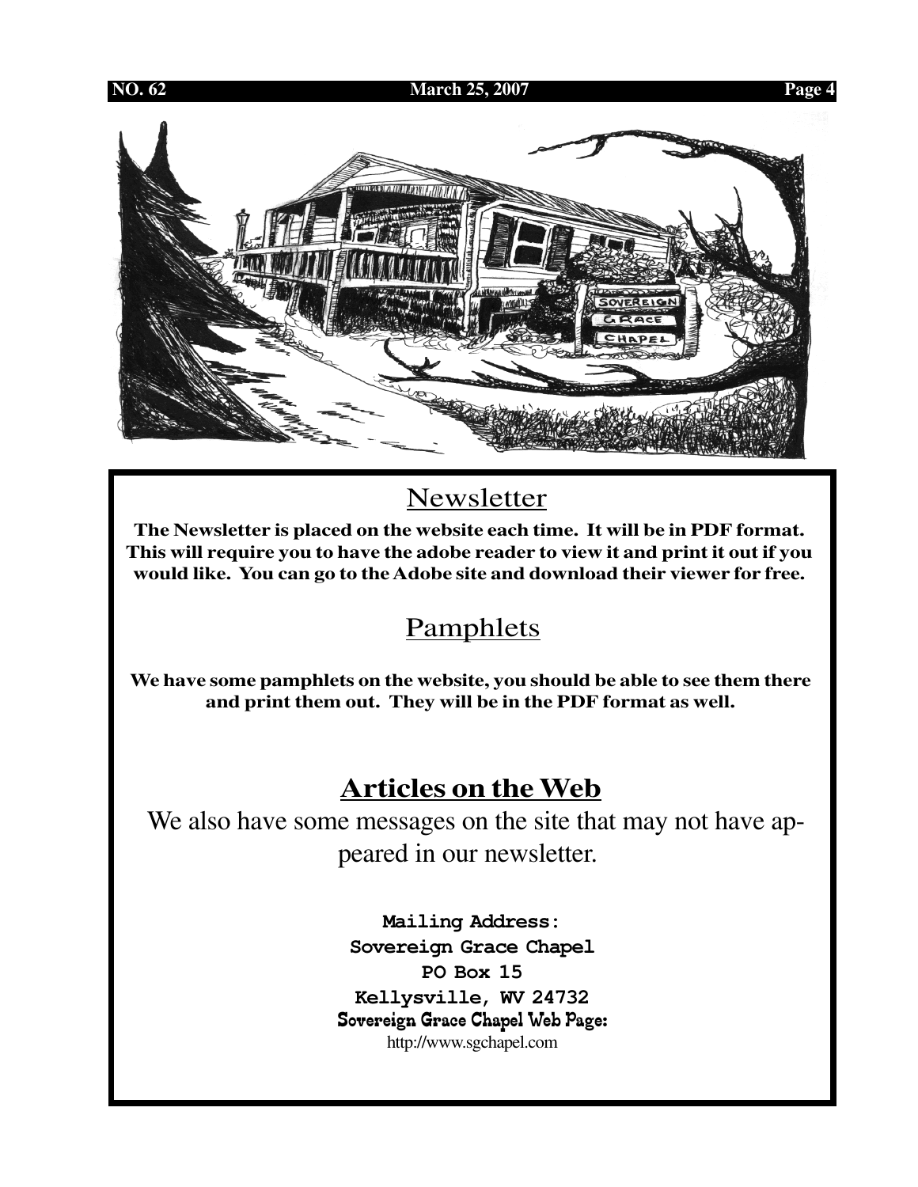## Newsletter

**The Newsletter is placed on the website each time. It will be in PDF format. This will require you to have the adobe reader to view it and print it out if you would like. You can go to the Adobe site and download their viewer for free.**

## Pamphlets

**We have some pamphlets on the website, you should be able to see them there and print them out. They will be in the PDF format as well.**

## Articles on the Web

We also have some messages on the site that may not have appeared in our newsletter.

**Mailing Address:**
**Sovereign Grace Chapel**
**PO Box 15**
**Kellysville, WV 24732**
**Sovereign Grace Chapel Web Page:**
http://www.sgchapel.com